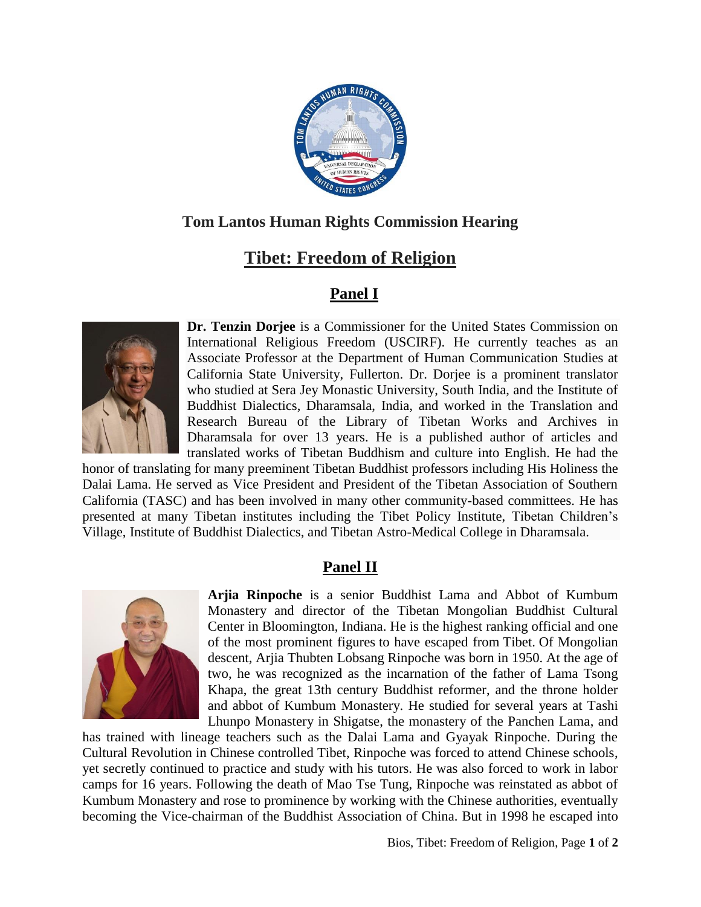# Tom Lantos Human Rights Commission Hearing

## Tibet: Freedom of Religion

### Panel I

**Dr. Tenzin Dorjee** is a Commissioner for the United States Commission on International Religious Freedom (USCIRF). He currently teaches as an Associate Professor at the Department of Human Communication Studies at California State University, Fullerton. Dr. Dorjee is a prominent translator who studied at Sera Jey Monastic University, South India, and the Institute of Buddhist Dialectics, Dharamsala, India, and worked in the Translation and Research Bureau of the Library of Tibetan Works and Archives in Dharamsala for over 13 years. He is a published author of articles and translated works of Tibetan Buddhism and culture into English. He had the honor of translating for many preeminent Tibetan Buddhist professors including His Holiness the Dalai Lama. He served as Vice President and President of the Tibetan Association of Southern California (TASC) and has been involved in many other community-based committees. He has presented at many Tibetan institutes including the Tibet Policy Institute, Tibetan Children's Village, Institute of Buddhist Dialectics, and Tibetan Astro-Medical College in Dharamsala.

### Panel II

**Arjia Rinpoche** is a senior Buddhist Lama and Abbot of Kumbum Monastery and director of the Tibetan Mongolian Buddhist Cultural Center in Bloomington, Indiana. He is the highest ranking official and one of the most prominent figures to have escaped from Tibet. Of Mongolian descent, Arjia Thubten Lobsang Rinpoche was born in 1950. At the age of two, he was recognized as the incarnation of the father of Lama Tsong Khapa, the great 13th century Buddhist reformer, and the throne holder and abbot of Kumbum Monastery. He studied for several years at Tashi Lhunpo Monastery in Shigatse, the monastery of the Panchen Lama, and has trained with lineage teachers such as the Dalai Lama and Gyayak Rinpoche. During the Cultural Revolution in Chinese controlled Tibet, Rinpoche was forced to attend Chinese schools, yet secretly continued to practice and study with his tutors. He was also forced to work in labor camps for 16 years. Following the death of Mao Tse Tung, Rinpoche was reinstated as abbot of Kumbum Monastery and rose to prominence by working with the Chinese authorities, eventually becoming the Vice-chairman of the Buddhist Association of China. But in 1998 he escaped into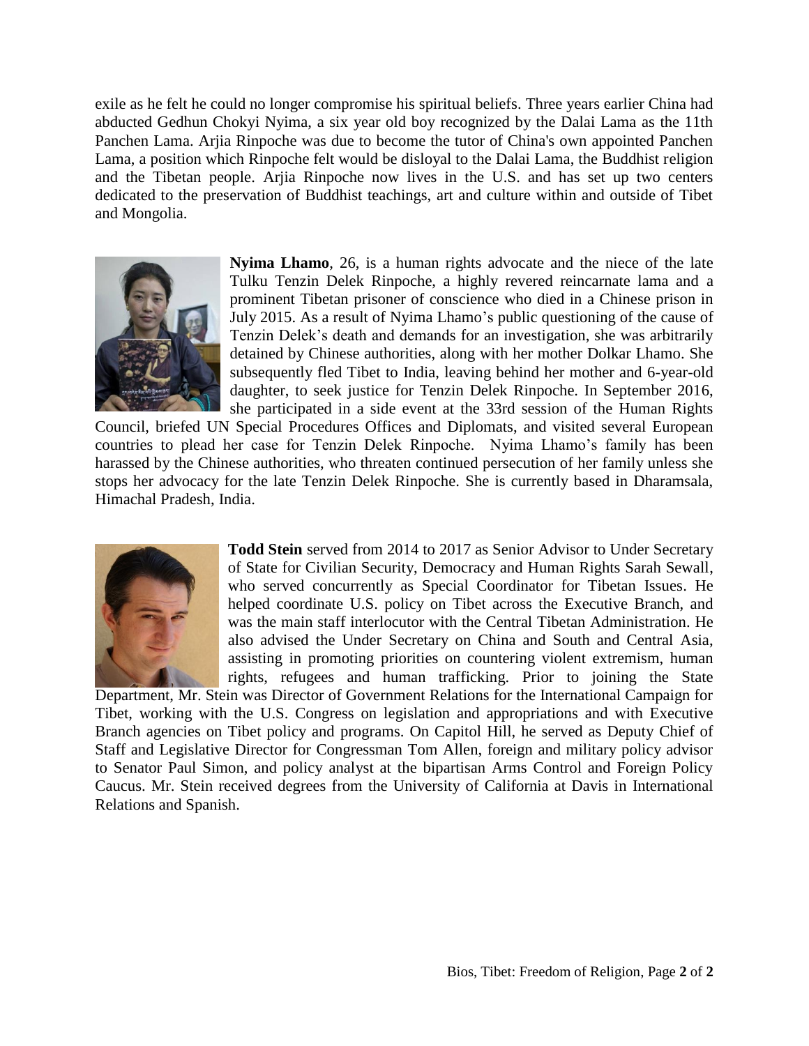exile as he felt he could no longer compromise his spiritual beliefs. Three years earlier China had abducted Gedhun Chokyi Nyima, a six year old boy recognized by the Dalai Lama as the 11th Panchen Lama. Arjia Rinpoche was due to become the tutor of China's own appointed Panchen Lama, a position which Rinpoche felt would be disloyal to the Dalai Lama, the Buddhist religion and the Tibetan people. Arjia Rinpoche now lives in the U.S. and has set up two centers dedicated to the preservation of Buddhist teachings, art and culture within and outside of Tibet and Mongolia.

**Nyima Lhamo**, 26, is a human rights advocate and the niece of the late Tulku Tenzin Delek Rinpoche, a highly revered reincarnate lama and a prominent Tibetan prisoner of conscience who died in a Chinese prison in July 2015. As a result of Nyima Lhamo's public questioning of the cause of Tenzin Delek's death and demands for an investigation, she was arbitrarily detained by Chinese authorities, along with her mother Dolkar Lhamo. She subsequently fled Tibet to India, leaving behind her mother and 6-year-old daughter, to seek justice for Tenzin Delek Rinpoche. In September 2016, she participated in a side event at the 33rd session of the Human Rights Council, briefed UN Special Procedures Offices and Diplomats, and visited several European countries to plead her case for Tenzin Delek Rinpoche. Nyima Lhamo's family has been harassed by the Chinese authorities, who threaten continued persecution of her family unless she stops her advocacy for the late Tenzin Delek Rinpoche. She is currently based in Dharamsala, Himachal Pradesh, India.

**Todd Stein** served from 2014 to 2017 as Senior Advisor to Under Secretary of State for Civilian Security, Democracy and Human Rights Sarah Sewall, who served concurrently as Special Coordinator for Tibetan Issues. He helped coordinate U.S. policy on Tibet across the Executive Branch, and was the main staff interlocutor with the Central Tibetan Administration. He also advised the Under Secretary on China and South and Central Asia, assisting in promoting priorities on countering violent extremism, human rights, refugees and human trafficking. Prior to joining the State Department, Mr. Stein was Director of Government Relations for the International Campaign for Tibet, working with the U.S. Congress on legislation and appropriations and with Executive Branch agencies on Tibet policy and programs. On Capitol Hill, he served as Deputy Chief of Staff and Legislative Director for Congressman Tom Allen, foreign and military policy advisor to Senator Paul Simon, and policy analyst at the bipartisan Arms Control and Foreign Policy Caucus. Mr. Stein received degrees from the University of California at Davis in International Relations and Spanish.